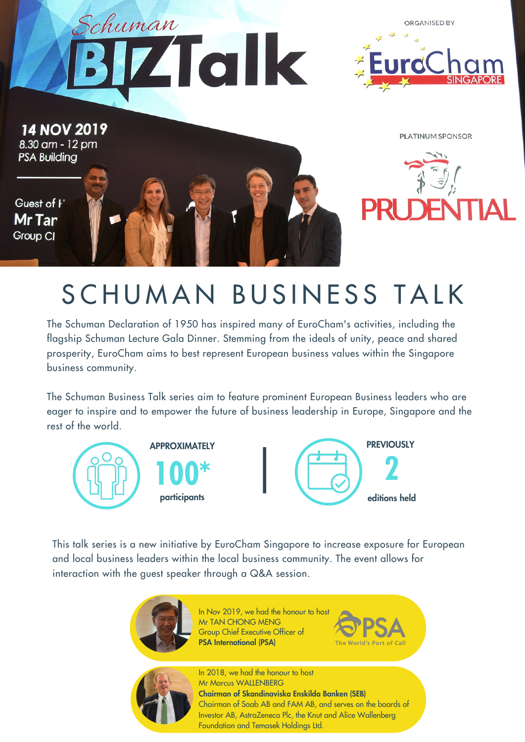Schuman BIZTalk

14 NOV 2019
8.30 am - 12 pm
PSA Building

ORGANISED BY
EuroCham SINGAPORE

PLATINUM SPONSOR
PRUDENTIAL

# SCHUMAN BUSINESS TALK

The Schuman Declaration of 1950 has inspired many of EuroCham's activities, including the flagship Schuman Lecture Gala Dinner. Stemming from the ideals of unity, peace and shared prosperity, EuroCham aims to best represent European business values within the Singapore business community.

The Schuman Business Talk series aim to feature prominent European Business leaders who are eager to inspire and to empower the future of business leadership in Europe, Singapore and the rest of the world.

APPROXIMATELY **100*** participants

PREVIOUSLY **2** editions held

This talk series is a new initiative by EuroCham Singapore to increase exposure for European and local business leaders within the local business community. The event allows for interaction with the guest speaker through a Q&A session.

In Nov 2019, we had the honour to host
Mr TAN CHONG MENG
Group Chief Executive Officer of
**PSA International (PSA)**

PSA The World's Port of Call

In 2018, we had the honour to host
Mr Marcus WALLENBERG
**Chairman of Skandinaviska Enskilda Banken (SEB)**
Chairman of Saab AB and FAM AB, and serves on the boards of Investor AB, AstraZeneca Plc, the Knut and Alice Wallenberg Foundation and Temasek Holdings Ltd.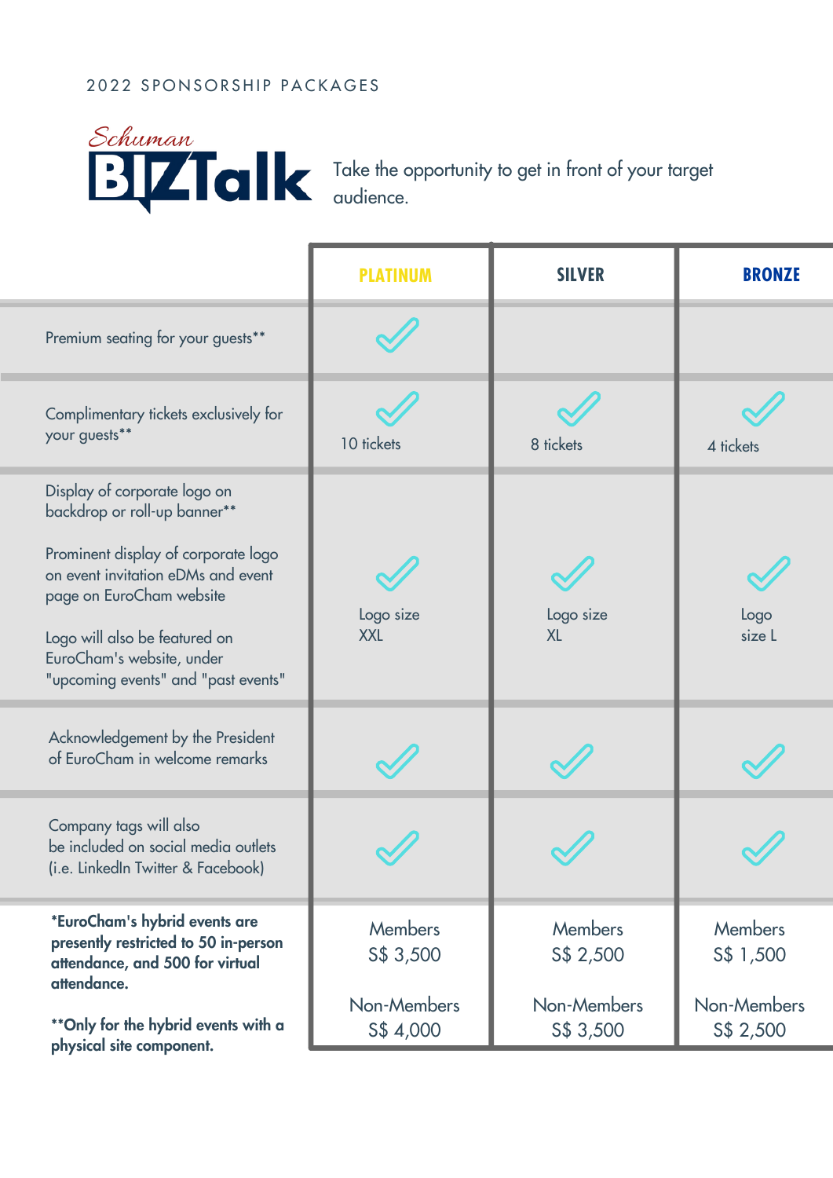2022 SPONSORSHIP PACKAGES

# Schuman BIZTalk

Take the opportunity to get in front of your target audience.

| | PLATINUM | SILVER | BRONZE |
|---|---|---|---|
| Premium seating for your guests** | ✓ | | |
| Complimentary tickets exclusively for your guests** | ✓ 10 tickets | ✓ 8 tickets | ✓ 4 tickets |
| Display of corporate logo on backdrop or roll-up banner**<br><br>Prominent display of corporate logo on event invitation eDMs and event page on EuroCham website<br><br>Logo will also be featured on EuroCham's website, under "upcoming events" and "past events" | ✓ Logo size XXL | ✓ Logo size XL | ✓ Logo size L |
| Acknowledgement by the President of EuroCham in welcome remarks | ✓ | ✓ | ✓ |
| Company tags will also be included on social media outlets (i.e. LinkedIn Twitter & Facebook) | ✓ | ✓ | ✓ |
| **\*EuroCham's hybrid events are presently restricted to 50 in-person attendance, and 500 for virtual attendance.**<br><br>**\*\*Only for the hybrid events with a physical site component.** | Members S$ 3,500<br><br>Non-Members S$ 4,000 | Members S$ 2,500<br><br>Non-Members S$ 3,500 | Members S$ 1,500<br><br>Non-Members S$ 2,500 |